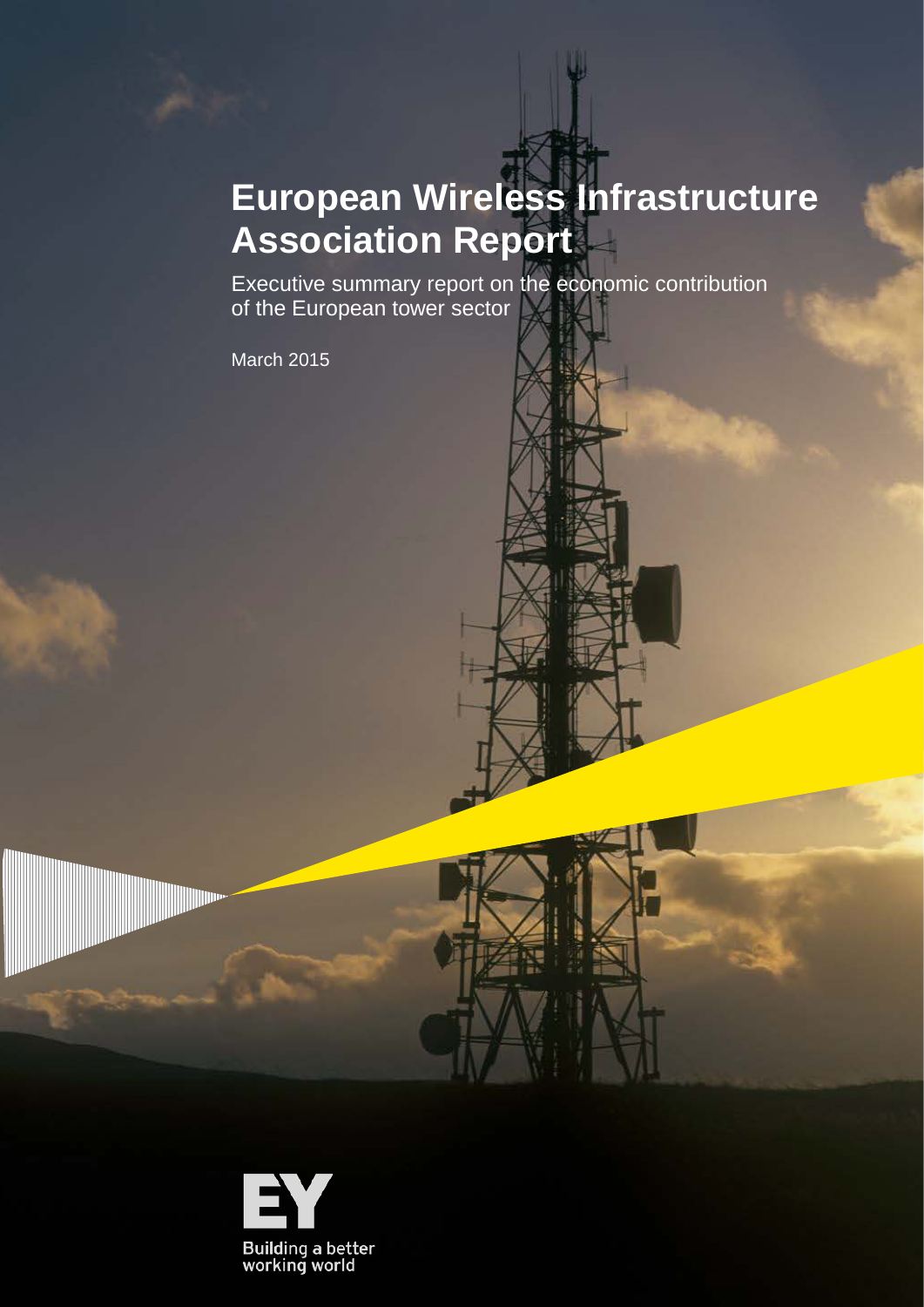# European Wireless Infrastructure Association Report

Executive summary report on the economic contribution of the European tower sector

March 2015

EY

Building a better working world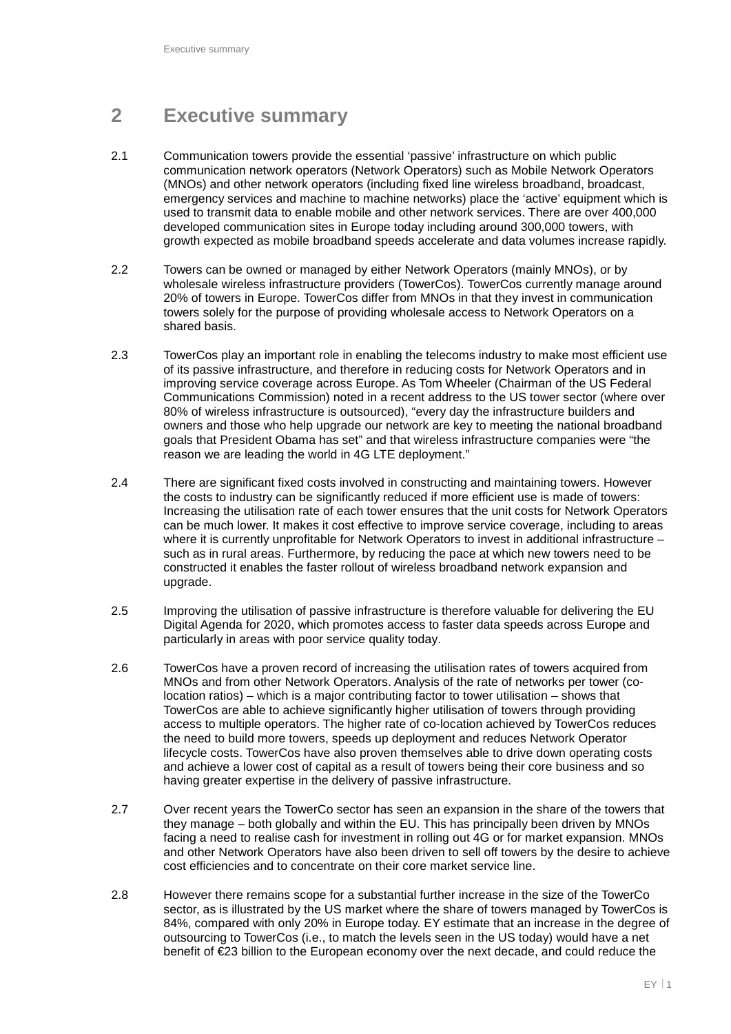## 2 Executive summary

2.1 Communication towers provide the essential 'passive' infrastructure on which public communication network operators (Network Operators) such as Mobile Network Operators (MNOs) and other network operators (including fixed line wireless broadband, broadcast, emergency services and machine to machine networks) place the 'active' equipment which is used to transmit data to enable mobile and other network services. There are over 400,000 developed communication sites in Europe today including around 300,000 towers, with growth expected as mobile broadband speeds accelerate and data volumes increase rapidly.

2.2 Towers can be owned or managed by either Network Operators (mainly MNOs), or by wholesale wireless infrastructure providers (TowerCos). TowerCos currently manage around 20% of towers in Europe. TowerCos differ from MNOs in that they invest in communication towers solely for the purpose of providing wholesale access to Network Operators on a shared basis.

2.3 TowerCos play an important role in enabling the telecoms industry to make most efficient use of its passive infrastructure, and therefore in reducing costs for Network Operators and in improving service coverage across Europe. As Tom Wheeler (Chairman of the US Federal Communications Commission) noted in a recent address to the US tower sector (where over 80% of wireless infrastructure is outsourced), "every day the infrastructure builders and owners and those who help upgrade our network are key to meeting the national broadband goals that President Obama has set" and that wireless infrastructure companies were "the reason we are leading the world in 4G LTE deployment."

2.4 There are significant fixed costs involved in constructing and maintaining towers. However the costs to industry can be significantly reduced if more efficient use is made of towers: Increasing the utilisation rate of each tower ensures that the unit costs for Network Operators can be much lower. It makes it cost effective to improve service coverage, including to areas where it is currently unprofitable for Network Operators to invest in additional infrastructure – such as in rural areas. Furthermore, by reducing the pace at which new towers need to be constructed it enables the faster rollout of wireless broadband network expansion and upgrade.

2.5 Improving the utilisation of passive infrastructure is therefore valuable for delivering the EU Digital Agenda for 2020, which promotes access to faster data speeds across Europe and particularly in areas with poor service quality today.

2.6 TowerCos have a proven record of increasing the utilisation rates of towers acquired from MNOs and from other Network Operators. Analysis of the rate of networks per tower (co-location ratios) – which is a major contributing factor to tower utilisation – shows that TowerCos are able to achieve significantly higher utilisation of towers through providing access to multiple operators. The higher rate of co-location achieved by TowerCos reduces the need to build more towers, speeds up deployment and reduces Network Operator lifecycle costs. TowerCos have also proven themselves able to drive down operating costs and achieve a lower cost of capital as a result of towers being their core business and so having greater expertise in the delivery of passive infrastructure.

2.7 Over recent years the TowerCo sector has seen an expansion in the share of the towers that they manage – both globally and within the EU. This has principally been driven by MNOs facing a need to realise cash for investment in rolling out 4G or for market expansion. MNOs and other Network Operators have also been driven to sell off towers by the desire to achieve cost efficiencies and to concentrate on their core market service line.

2.8 However there remains scope for a substantial further increase in the size of the TowerCo sector, as is illustrated by the US market where the share of towers managed by TowerCos is 84%, compared with only 20% in Europe today. EY estimate that an increase in the degree of outsourcing to TowerCos (i.e., to match the levels seen in the US today) would have a net benefit of €23 billion to the European economy over the next decade, and could reduce the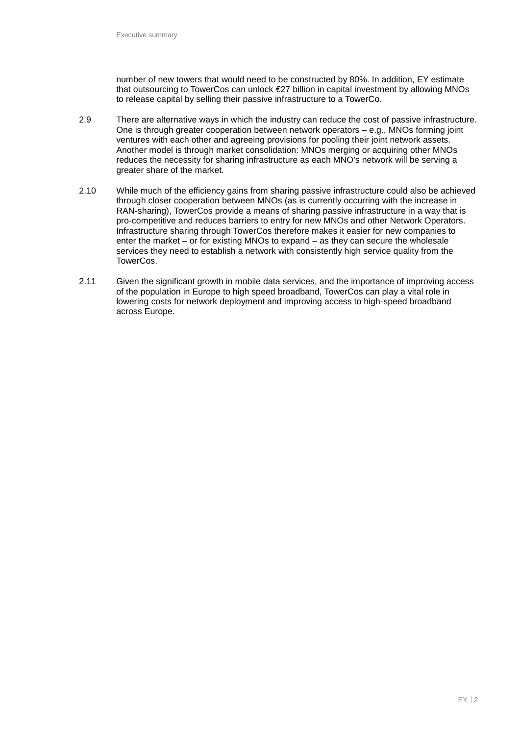number of new towers that would need to be constructed by 80%. In addition, EY estimate that outsourcing to TowerCos can unlock €27 billion in capital investment by allowing MNOs to release capital by selling their passive infrastructure to a TowerCo.

2.9 There are alternative ways in which the industry can reduce the cost of passive infrastructure. One is through greater cooperation between network operators – e.g., MNOs forming joint ventures with each other and agreeing provisions for pooling their joint network assets. Another model is through market consolidation: MNOs merging or acquiring other MNOs reduces the necessity for sharing infrastructure as each MNO's network will be serving a greater share of the market.

2.10 While much of the efficiency gains from sharing passive infrastructure could also be achieved through closer cooperation between MNOs (as is currently occurring with the increase in RAN-sharing), TowerCos provide a means of sharing passive infrastructure in a way that is pro-competitive and reduces barriers to entry for new MNOs and other Network Operators. Infrastructure sharing through TowerCos therefore makes it easier for new companies to enter the market – or for existing MNOs to expand – as they can secure the wholesale services they need to establish a network with consistently high service quality from the TowerCos.

2.11 Given the significant growth in mobile data services, and the importance of improving access of the population in Europe to high speed broadband, TowerCos can play a vital role in lowering costs for network deployment and improving access to high-speed broadband across Europe.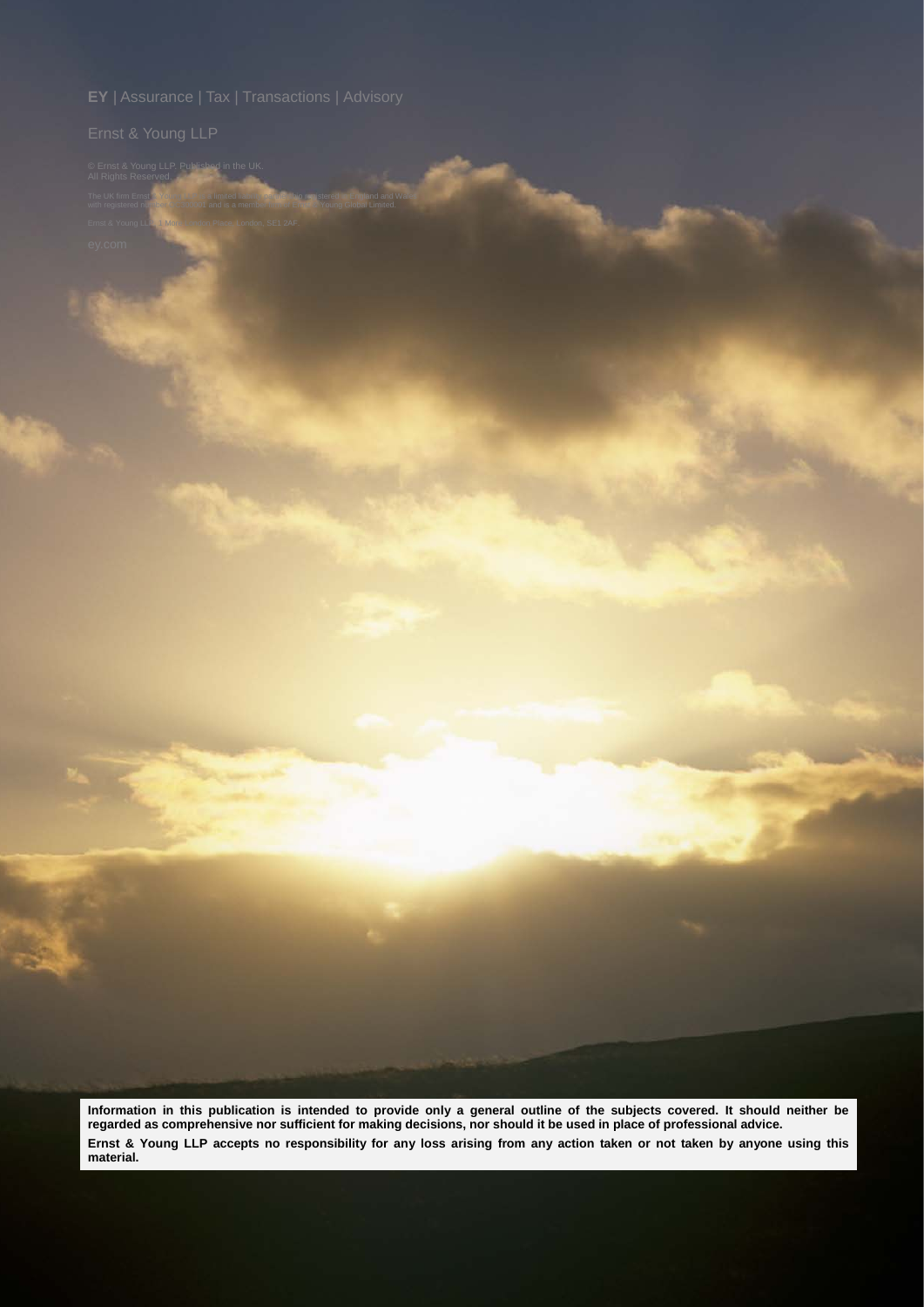**EY** | Assurance | Tax | Transactions | Advisory

Ernst & Young LLP

© Ernst & Young LLP. Published in the UK.
All Rights Reserved.

The UK firm Ernst & Young LLP is a limited liability partnership registered in England and Wales with registered number OC300001 and is a member firm of Ernst & Young Global Limited.

Ernst & Young LLP, 1 More London Place, London, SE1 2AF.

ey.com

**Information in this publication is intended to provide only a general outline of the subjects covered. It should neither be regarded as comprehensive nor sufficient for making decisions, nor should it be used in place of professional advice.**

**Ernst & Young LLP accepts no responsibility for any loss arising from any action taken or not taken by anyone using this material.**